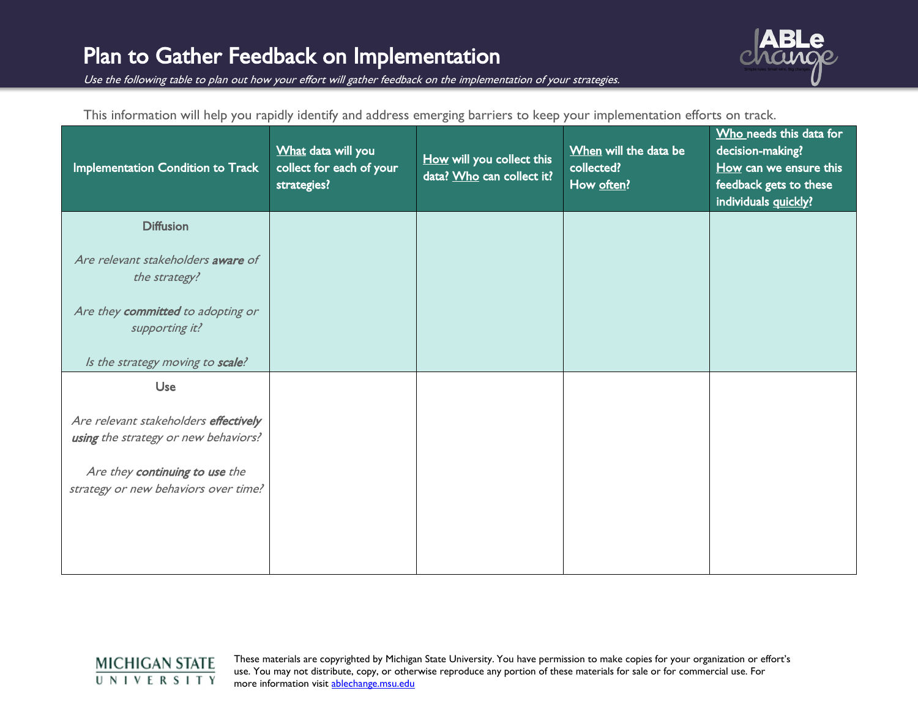# Plan to Gather Feedback on Implementation

*Use the following table to plan out how your effort will gather feedback on the implementation of your strategies.*

This information will help you rapidly identify and address emerging barriers to keep your implementation efforts on track.

| Implementation Condition to Track | What data will you collect for each of your strategies? | How will you collect this data? Who can collect it? | When will the data be collected? How often? | Who needs this data for decision-making? How can we ensure this feedback gets to these individuals quickly? |
|---|---|---|---|---|
| **Diffusion**<br><br>*Are relevant stakeholders **aware** of the strategy?*<br><br>*Are they **committed** to adopting or supporting it?*<br><br>*Is the strategy moving to **scale**?* | | | | |
| **Use**<br><br>*Are relevant stakeholders **effectively using** the strategy or new behaviors?*<br><br>*Are they **continuing to use** the strategy or new behaviors over time?* | | | | |

These materials are copyrighted by Michigan State University. You have permission to make copies for your organization or effort's use. You may not distribute, copy, or otherwise reproduce any portion of these materials for sale or for commercial use. For more information visit ablechange.msu.edu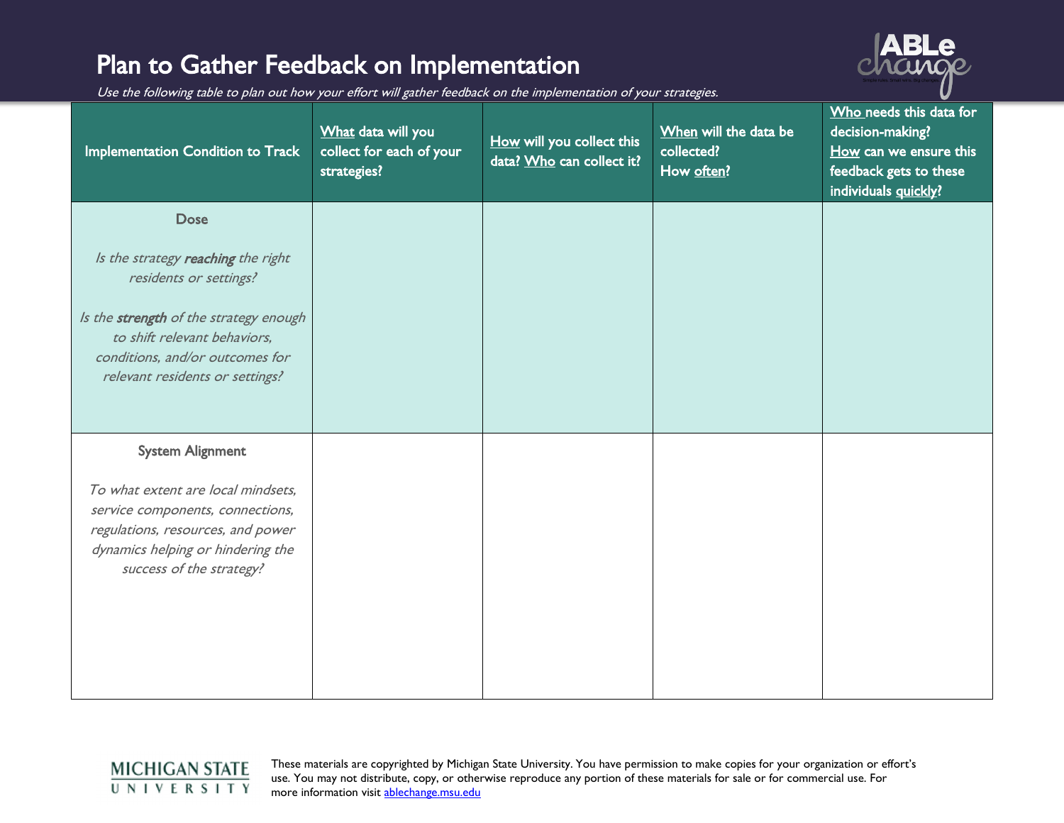# Plan to Gather Feedback on Implementation

*Use the following table to plan out how your effort will gather feedback on the implementation of your strategies.*

| Implementation Condition to Track | What data will you collect for each of your strategies? | How will you collect this data? Who can collect it? | When will the data be collected? How often? | Who needs this data for decision-making? How can we ensure this feedback gets to these individuals quickly? |
|---|---|---|---|---|
| **Dose**<br><br>*Is the strategy **reaching** the right residents or settings?*<br><br>*Is the **strength** of the strategy enough to shift relevant behaviors, conditions, and/or outcomes for relevant residents or settings?* | | | | |
| **System Alignment**<br><br>*To what extent are local mindsets, service components, connections, regulations, resources, and power dynamics helping or hindering the success of the strategy?* | | | | |

MICHIGAN STATE UNIVERSITY

These materials are copyrighted by Michigan State University. You have permission to make copies for your organization or effort's use. You may not distribute, copy, or otherwise reproduce any portion of these materials for sale or for commercial use. For more information visit ablechange.msu.edu